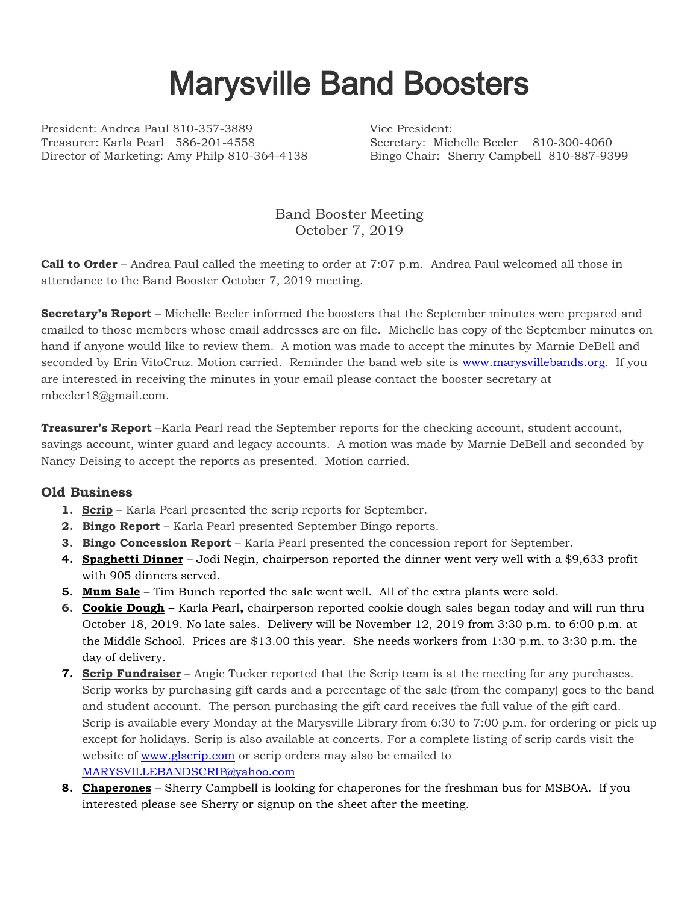# Marysville Band Boosters

President: Andrea Paul 810-357-3889
Treasurer: Karla Pearl 586-201-4558
Director of Marketing: Amy Philp 810-364-4138

Vice President:
Secretary: Michelle Beeler 810-300-4060
Bingo Chair: Sherry Campbell 810-887-9399

Band Booster Meeting
October 7, 2019

**Call to Order** – Andrea Paul called the meeting to order at 7:07 p.m. Andrea Paul welcomed all those in attendance to the Band Booster October 7, 2019 meeting.

**Secretary's Report** – Michelle Beeler informed the boosters that the September minutes were prepared and emailed to those members whose email addresses are on file. Michelle has copy of the September minutes on hand if anyone would like to review them. A motion was made to accept the minutes by Marnie DeBell and seconded by Erin VitoCruz. Motion carried. Reminder the band web site is www.marysvillebands.org. If you are interested in receiving the minutes in your email please contact the booster secretary at mbeeler18@gmail.com.

**Treasurer's Report** –Karla Pearl read the September reports for the checking account, student account, savings account, winter guard and legacy accounts. A motion was made by Marnie DeBell and seconded by Nancy Deising to accept the reports as presented. Motion carried.

## Old Business

1. **Scrip** – Karla Pearl presented the scrip reports for September.
2. **Bingo Report** – Karla Pearl presented September Bingo reports.
3. **Bingo Concession Report** – Karla Pearl presented the concession report for September.
4. **Spaghetti Dinner** – Jodi Negin, chairperson reported the dinner went very well with a $9,633 profit with 905 dinners served.
5. **Mum Sale** – Tim Bunch reported the sale went well. All of the extra plants were sold.
6. **Cookie Dough –** Karla Pearl**,** chairperson reported cookie dough sales began today and will run thru October 18, 2019. No late sales. Delivery will be November 12, 2019 from 3:30 p.m. to 6:00 p.m. at the Middle School. Prices are $13.00 this year. She needs workers from 1:30 p.m. to 3:30 p.m. the day of delivery.
7. **Scrip Fundraiser** – Angie Tucker reported that the Scrip team is at the meeting for any purchases. Scrip works by purchasing gift cards and a percentage of the sale (from the company) goes to the band and student account. The person purchasing the gift card receives the full value of the gift card. Scrip is available every Monday at the Marysville Library from 6:30 to 7:00 p.m. for ordering or pick up except for holidays. Scrip is also available at concerts. For a complete listing of scrip cards visit the website of www.glscrip.com or scrip orders may also be emailed to MARYSVILLEBANDSCRIP@yahoo.com
8. **Chaperones** – Sherry Campbell is looking for chaperones for the freshman bus for MSBOA. If you interested please see Sherry or signup on the sheet after the meeting.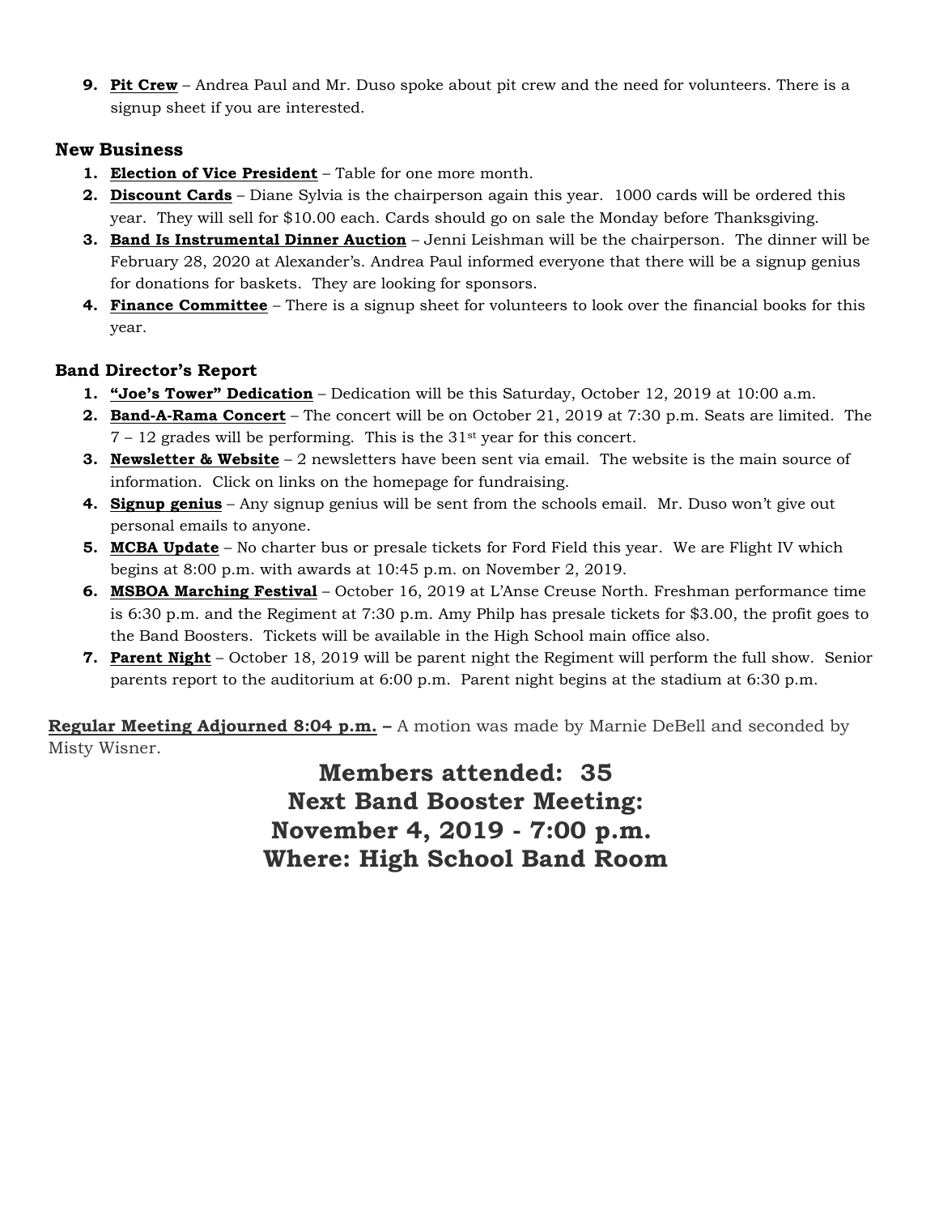9. **<u>Pit Crew</u>** – Andrea Paul and Mr. Duso spoke about pit crew and the need for volunteers. There is a signup sheet if you are interested.

### New Business

1. **<u>Election of Vice President</u>** – Table for one more month.
2. **<u>Discount Cards</u>** – Diane Sylvia is the chairperson again this year. 1000 cards will be ordered this year. They will sell for $10.00 each. Cards should go on sale the Monday before Thanksgiving.
3. **<u>Band Is Instrumental Dinner Auction</u>** – Jenni Leishman will be the chairperson. The dinner will be February 28, 2020 at Alexander's. Andrea Paul informed everyone that there will be a signup genius for donations for baskets. They are looking for sponsors.
4. **<u>Finance Committee</u>** – There is a signup sheet for volunteers to look over the financial books for this year.

### Band Director's Report

1. **<u>"Joe's Tower" Dedication</u>** – Dedication will be this Saturday, October 12, 2019 at 10:00 a.m.
2. **<u>Band-A-Rama Concert</u>** – The concert will be on October 21, 2019 at 7:30 p.m. Seats are limited. The 7 – 12 grades will be performing. This is the 31st year for this concert.
3. **<u>Newsletter & Website</u>** – 2 newsletters have been sent via email. The website is the main source of information. Click on links on the homepage for fundraising.
4. **<u>Signup genius</u>** – Any signup genius will be sent from the schools email. Mr. Duso won't give out personal emails to anyone.
5. **<u>MCBA Update</u>** – No charter bus or presale tickets for Ford Field this year. We are Flight IV which begins at 8:00 p.m. with awards at 10:45 p.m. on November 2, 2019.
6. **<u>MSBOA Marching Festival</u>** – October 16, 2019 at L'Anse Creuse North. Freshman performance time is 6:30 p.m. and the Regiment at 7:30 p.m. Amy Philp has presale tickets for $3.00, the profit goes to the Band Boosters. Tickets will be available in the High School main office also.
7. **<u>Parent Night</u>** – October 18, 2019 will be parent night the Regiment will perform the full show. Senior parents report to the auditorium at 6:00 p.m. Parent night begins at the stadium at 6:30 p.m.

**<u>Regular Meeting Adjourned 8:04 p.m.</u> –** A motion was made by Marnie DeBell and seconded by Misty Wisner.

**Members attended: 35**
**Next Band Booster Meeting:**
**November 4, 2019 - 7:00 p.m.**
**Where: High School Band Room**